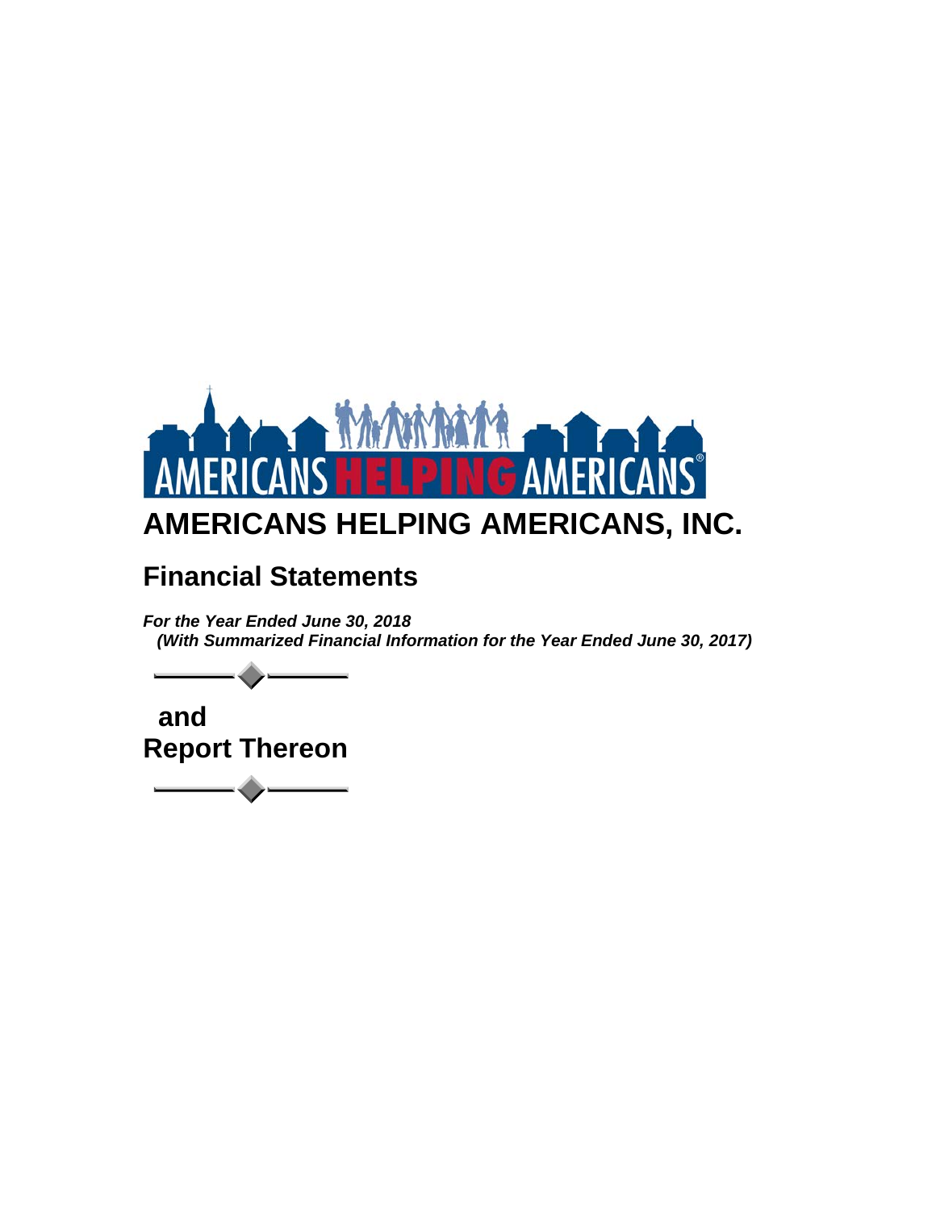# AMERICANS HELPING AMERICANS, INC.

## Financial Statements

***For the Year Ended June 30, 2018***
***(With Summarized Financial Information for the Year Ended June 30, 2017)***

**and**
**Report Thereon**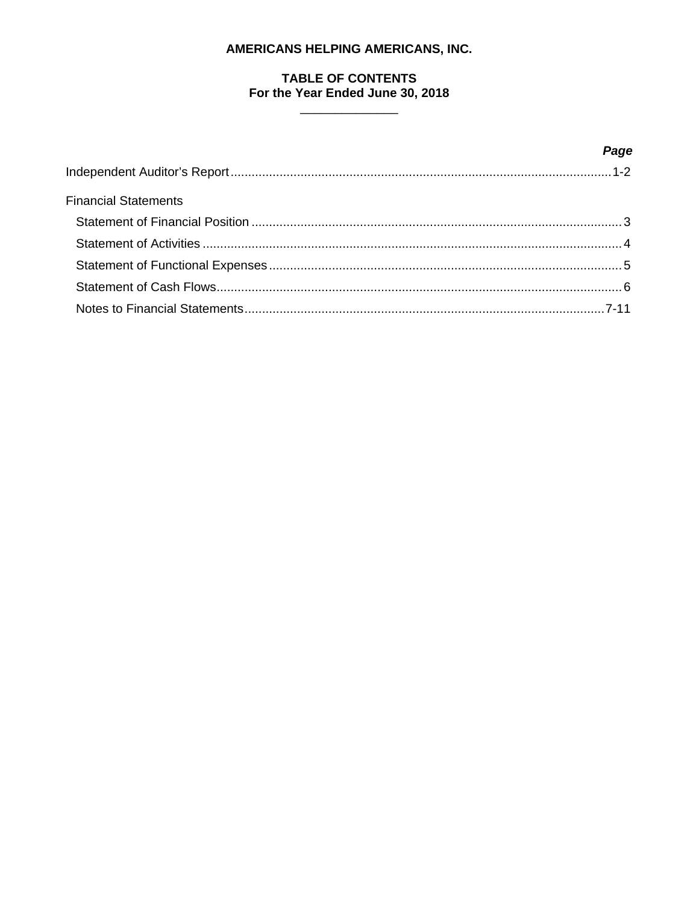**AMERICANS HELPING AMERICANS, INC.**

**TABLE OF CONTENTS**
**For the Year Ended June 30, 2018**

| | ***Page*** |
|---|---|
| Independent Auditor's Report | 1-2 |
| Financial Statements | |
| Statement of Financial Position | 3 |
| Statement of Activities | 4 |
| Statement of Functional Expenses | 5 |
| Statement of Cash Flows | 6 |
| Notes to Financial Statements | 7-11 |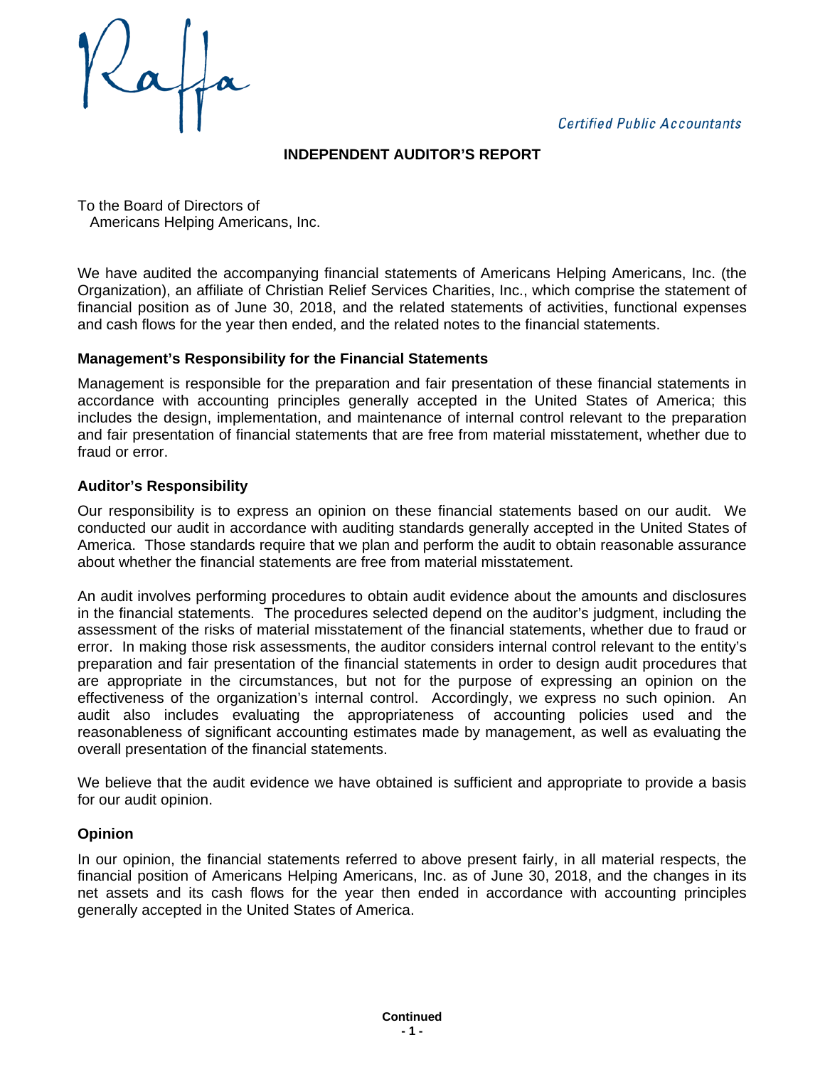Raffa

*Certified Public Accountants*

## INDEPENDENT AUDITOR'S REPORT

To the Board of Directors of
Americans Helping Americans, Inc.

We have audited the accompanying financial statements of Americans Helping Americans, Inc. (the Organization), an affiliate of Christian Relief Services Charities, Inc., which comprise the statement of financial position as of June 30, 2018, and the related statements of activities, functional expenses and cash flows for the year then ended, and the related notes to the financial statements.

### Management's Responsibility for the Financial Statements

Management is responsible for the preparation and fair presentation of these financial statements in accordance with accounting principles generally accepted in the United States of America; this includes the design, implementation, and maintenance of internal control relevant to the preparation and fair presentation of financial statements that are free from material misstatement, whether due to fraud or error.

### Auditor's Responsibility

Our responsibility is to express an opinion on these financial statements based on our audit. We conducted our audit in accordance with auditing standards generally accepted in the United States of America. Those standards require that we plan and perform the audit to obtain reasonable assurance about whether the financial statements are free from material misstatement.

An audit involves performing procedures to obtain audit evidence about the amounts and disclosures in the financial statements. The procedures selected depend on the auditor's judgment, including the assessment of the risks of material misstatement of the financial statements, whether due to fraud or error. In making those risk assessments, the auditor considers internal control relevant to the entity's preparation and fair presentation of the financial statements in order to design audit procedures that are appropriate in the circumstances, but not for the purpose of expressing an opinion on the effectiveness of the organization's internal control. Accordingly, we express no such opinion. An audit also includes evaluating the appropriateness of accounting policies used and the reasonableness of significant accounting estimates made by management, as well as evaluating the overall presentation of the financial statements.

We believe that the audit evidence we have obtained is sufficient and appropriate to provide a basis for our audit opinion.

### Opinion

In our opinion, the financial statements referred to above present fairly, in all material respects, the financial position of Americans Helping Americans, Inc. as of June 30, 2018, and the changes in its net assets and its cash flows for the year then ended in accordance with accounting principles generally accepted in the United States of America.

**Continued**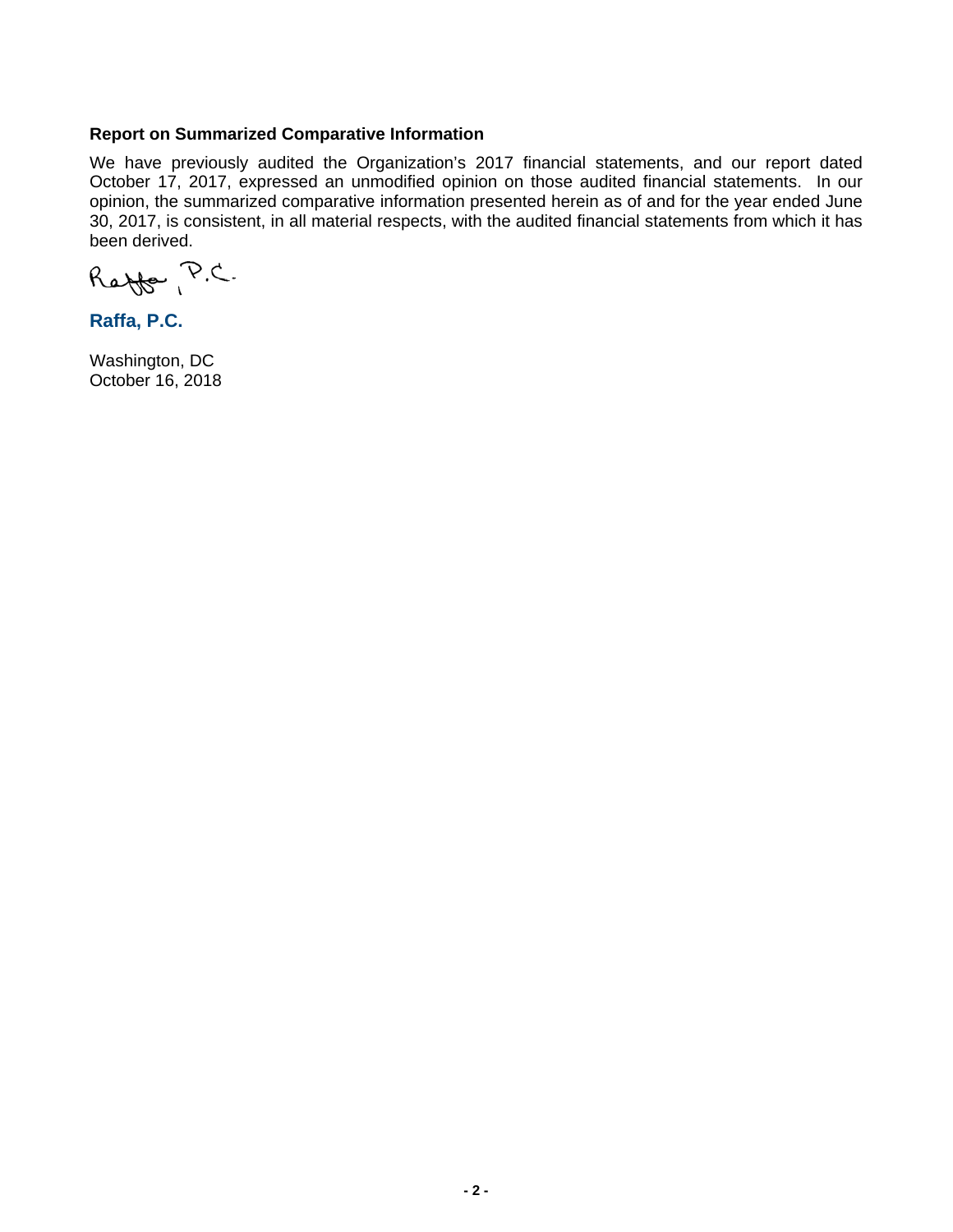**Report on Summarized Comparative Information**

We have previously audited the Organization's 2017 financial statements, and our report dated October 17, 2017, expressed an unmodified opinion on those audited financial statements. In our opinion, the summarized comparative information presented herein as of and for the year ended June 30, 2017, is consistent, in all material respects, with the audited financial statements from which it has been derived.

Raffa, P.C.

**Raffa, P.C.**

Washington, DC
October 16, 2018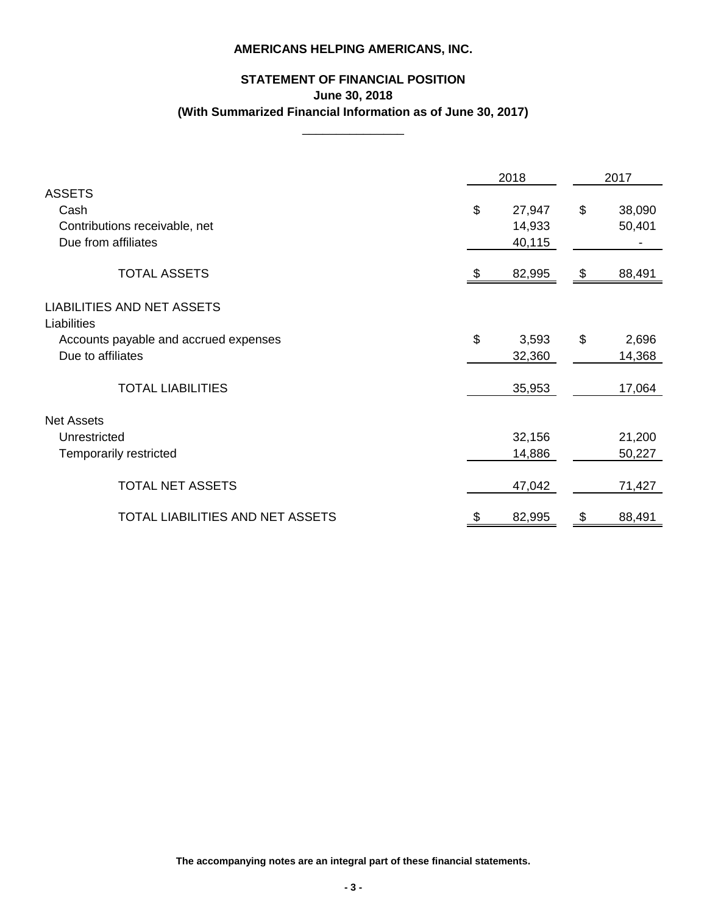# AMERICANS HELPING AMERICANS, INC.

## STATEMENT OF FINANCIAL POSITION
**June 30, 2018**
**(With Summarized Financial Information as of June 30, 2017)**

| | 2018 | 2017 |
|---|---|---|
| **ASSETS** | | |
| Cash | $ 27,947 | $ 38,090 |
| Contributions receivable, net | 14,933 | 50,401 |
| Due from affiliates | 40,115 | - |
| TOTAL ASSETS | $ 82,995 | $ 88,491 |
| **LIABILITIES AND NET ASSETS** | | |
| Liabilities | | |
| Accounts payable and accrued expenses | $ 3,593 | $ 2,696 |
| Due to affiliates | 32,360 | 14,368 |
| TOTAL LIABILITIES | 35,953 | 17,064 |
| Net Assets | | |
| Unrestricted | 32,156 | 21,200 |
| Temporarily restricted | 14,886 | 50,227 |
| TOTAL NET ASSETS | 47,042 | 71,427 |
| TOTAL LIABILITIES AND NET ASSETS | $ 82,995 | $ 88,491 |

**The accompanying notes are an integral part of these financial statements.**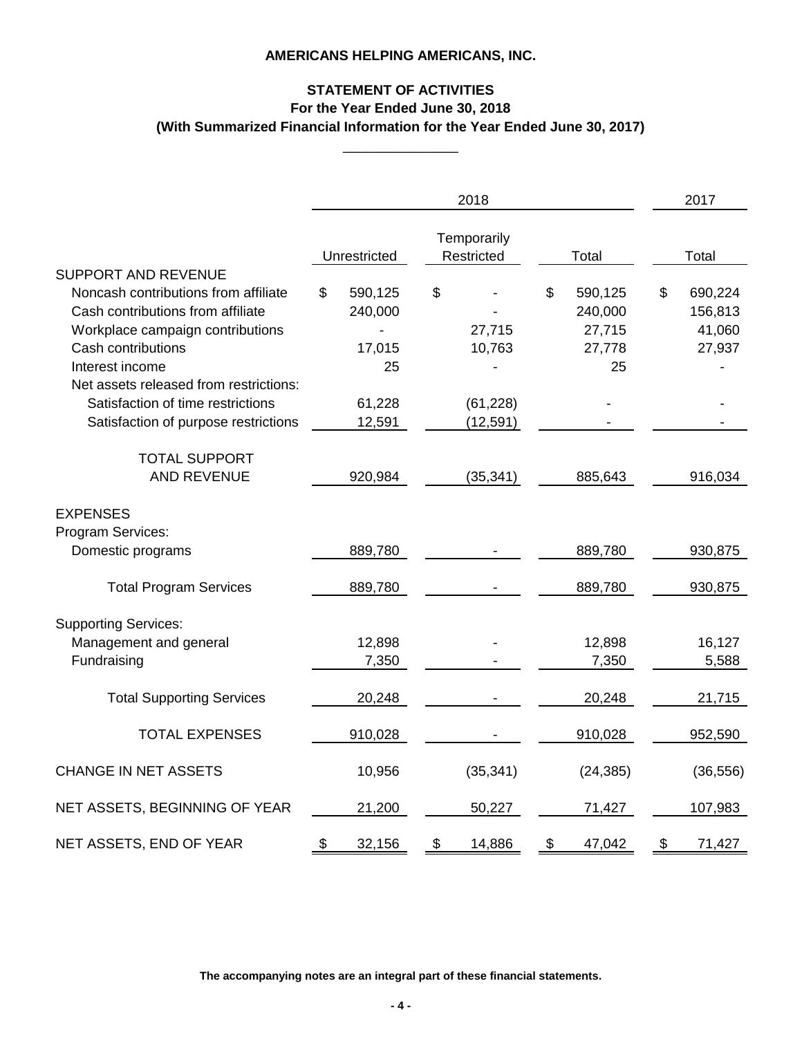**AMERICANS HELPING AMERICANS, INC.**

**STATEMENT OF ACTIVITIES**
**For the Year Ended June 30, 2018**
**(With Summarized Financial Information for the Year Ended June 30, 2017)**

| | 2018 | | | 2017 |
|---|---|---|---|---|
| | Unrestricted | Temporarily Restricted | Total | Total |
| SUPPORT AND REVENUE | | | | |
| Noncash contributions from affiliate | $ 590,125 | $ - | $ 590,125 | $ 690,224 |
| Cash contributions from affiliate | 240,000 | - | 240,000 | 156,813 |
| Workplace campaign contributions | - | 27,715 | 27,715 | 41,060 |
| Cash contributions | 17,015 | 10,763 | 27,778 | 27,937 |
| Interest income | 25 | - | 25 | - |
| Net assets released from restrictions: | | | | |
| Satisfaction of time restrictions | 61,228 | (61,228) | - | - |
| Satisfaction of purpose restrictions | 12,591 | (12,591) | - | - |
| TOTAL SUPPORT AND REVENUE | 920,984 | (35,341) | 885,643 | 916,034 |
| EXPENSES | | | | |
| Program Services: | | | | |
| Domestic programs | 889,780 | - | 889,780 | 930,875 |
| Total Program Services | 889,780 | - | 889,780 | 930,875 |
| Supporting Services: | | | | |
| Management and general | 12,898 | - | 12,898 | 16,127 |
| Fundraising | 7,350 | - | 7,350 | 5,588 |
| Total Supporting Services | 20,248 | - | 20,248 | 21,715 |
| TOTAL EXPENSES | 910,028 | - | 910,028 | 952,590 |
| CHANGE IN NET ASSETS | 10,956 | (35,341) | (24,385) | (36,556) |
| NET ASSETS, BEGINNING OF YEAR | 21,200 | 50,227 | 71,427 | 107,983 |
| NET ASSETS, END OF YEAR | $ 32,156 | $ 14,886 | $ 47,042 | $ 71,427 |

**The accompanying notes are an integral part of these financial statements.**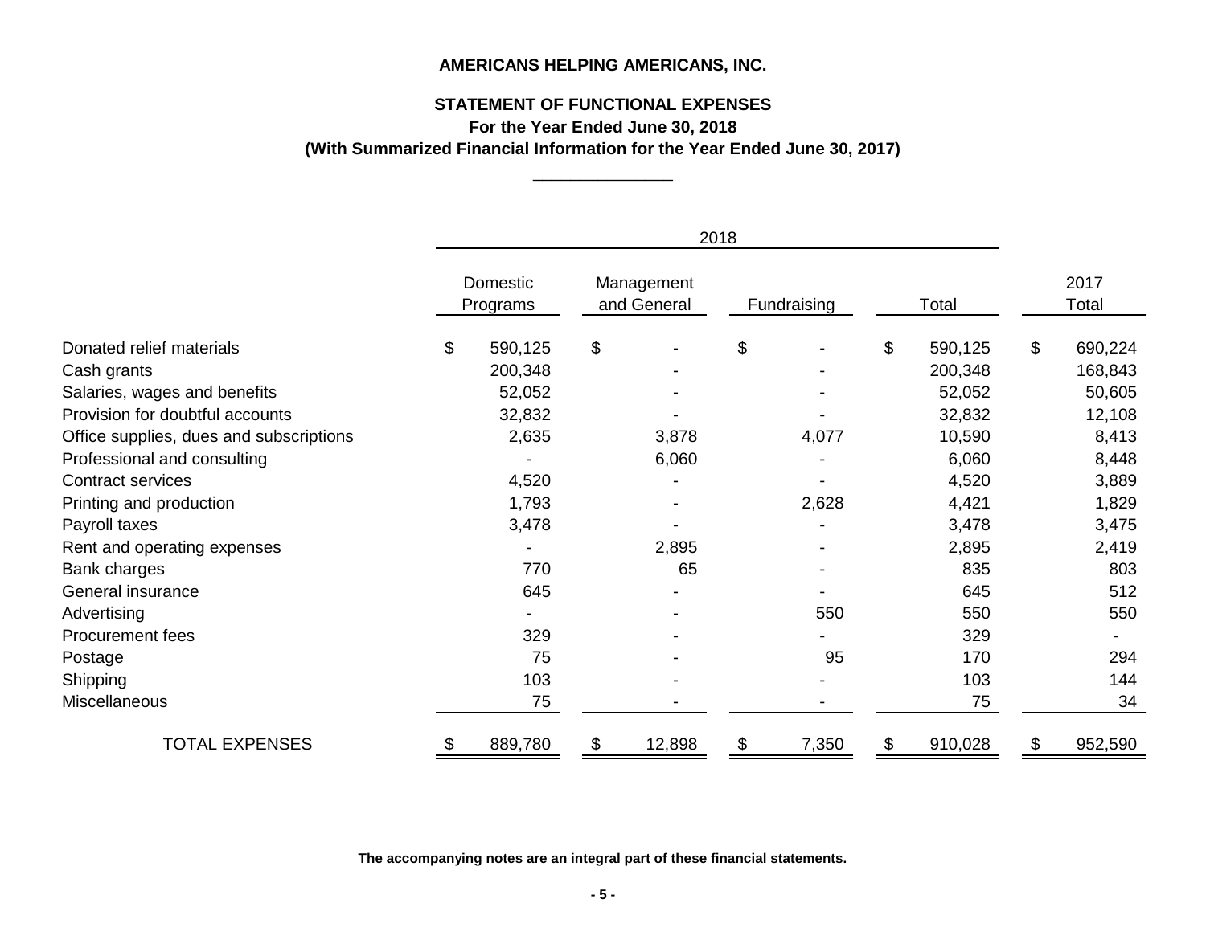**AMERICANS HELPING AMERICANS, INC.**

**STATEMENT OF FUNCTIONAL EXPENSES**
**For the Year Ended June 30, 2018**
**(With Summarized Financial Information for the Year Ended June 30, 2017)**

| | 2018 | | | | |
|---|---|---|---|---|---|
| | Domestic Programs | Management and General | Fundraising | Total | 2017 Total |
| Donated relief materials | $ 590,125 | $ - | $ - | $ 590,125 | $ 690,224 |
| Cash grants | 200,348 | - | - | 200,348 | 168,843 |
| Salaries, wages and benefits | 52,052 | - | - | 52,052 | 50,605 |
| Provision for doubtful accounts | 32,832 | - | - | 32,832 | 12,108 |
| Office supplies, dues and subscriptions | 2,635 | 3,878 | 4,077 | 10,590 | 8,413 |
| Professional and consulting | - | 6,060 | - | 6,060 | 8,448 |
| Contract services | 4,520 | - | - | 4,520 | 3,889 |
| Printing and production | 1,793 | - | 2,628 | 4,421 | 1,829 |
| Payroll taxes | 3,478 | - | - | 3,478 | 3,475 |
| Rent and operating expenses | - | 2,895 | - | 2,895 | 2,419 |
| Bank charges | 770 | 65 | - | 835 | 803 |
| General insurance | 645 | - | - | 645 | 512 |
| Advertising | - | - | 550 | 550 | 550 |
| Procurement fees | 329 | - | - | 329 | - |
| Postage | 75 | - | 95 | 170 | 294 |
| Shipping | 103 | - | - | 103 | 144 |
| Miscellaneous | 75 | - | - | 75 | 34 |
| TOTAL EXPENSES | $ 889,780 | $ 12,898 | $ 7,350 | $ 910,028 | $ 952,590 |

**The accompanying notes are an integral part of these financial statements.**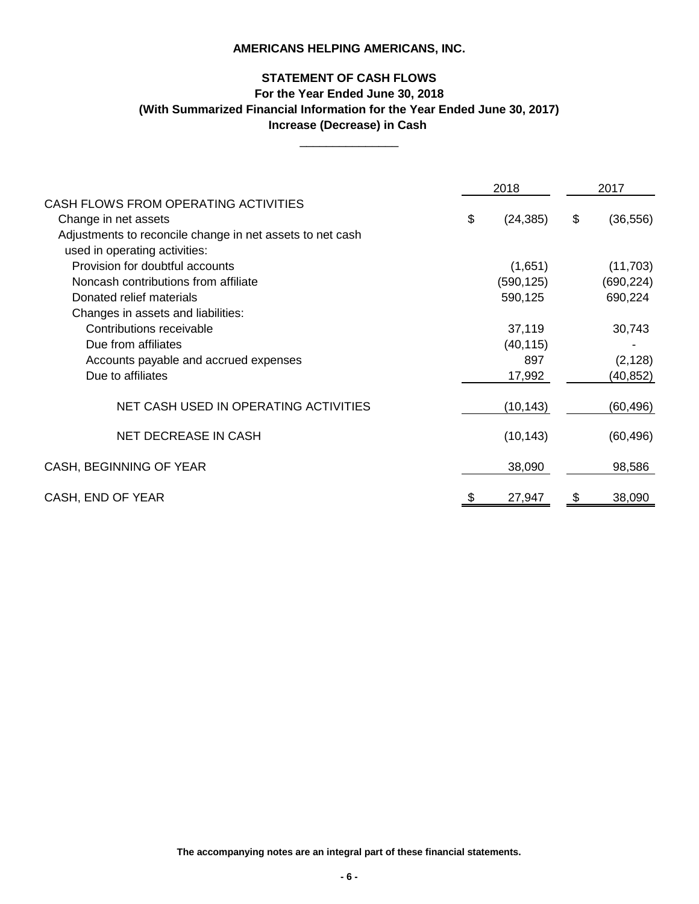**AMERICANS HELPING AMERICANS, INC.**

**STATEMENT OF CASH FLOWS**
**For the Year Ended June 30, 2018**
**(With Summarized Financial Information for the Year Ended June 30, 2017)**
**Increase (Decrease) in Cash**

| | 2018 | 2017 |
|---|---|---|
| CASH FLOWS FROM OPERATING ACTIVITIES | | |
| Change in net assets | $ (24,385) | $ (36,556) |
| Adjustments to reconcile change in net assets to net cash used in operating activities: | | |
| Provision for doubtful accounts | (1,651) | (11,703) |
| Noncash contributions from affiliate | (590,125) | (690,224) |
| Donated relief materials | 590,125 | 690,224 |
| Changes in assets and liabilities: | | |
| Contributions receivable | 37,119 | 30,743 |
| Due from affiliates | (40,115) | - |
| Accounts payable and accrued expenses | 897 | (2,128) |
| Due to affiliates | 17,992 | (40,852) |
| NET CASH USED IN OPERATING ACTIVITIES | (10,143) | (60,496) |
| NET DECREASE IN CASH | (10,143) | (60,496) |
| CASH, BEGINNING OF YEAR | 38,090 | 98,586 |
| CASH, END OF YEAR | $ 27,947 | $ 38,090 |

**The accompanying notes are an integral part of these financial statements.**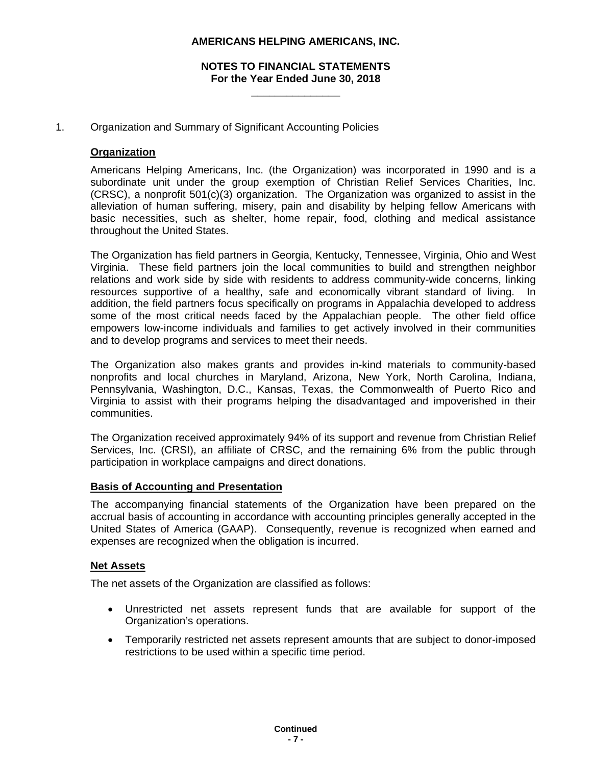# AMERICANS HELPING AMERICANS, INC.

## NOTES TO FINANCIAL STATEMENTS
## For the Year Ended June 30, 2018

1. Organization and Summary of Significant Accounting Policies

### Organization

Americans Helping Americans, Inc. (the Organization) was incorporated in 1990 and is a subordinate unit under the group exemption of Christian Relief Services Charities, Inc. (CRSC), a nonprofit 501(c)(3) organization. The Organization was organized to assist in the alleviation of human suffering, misery, pain and disability by helping fellow Americans with basic necessities, such as shelter, home repair, food, clothing and medical assistance throughout the United States.

The Organization has field partners in Georgia, Kentucky, Tennessee, Virginia, Ohio and West Virginia. These field partners join the local communities to build and strengthen neighbor relations and work side by side with residents to address community-wide concerns, linking resources supportive of a healthy, safe and economically vibrant standard of living. In addition, the field partners focus specifically on programs in Appalachia developed to address some of the most critical needs faced by the Appalachian people. The other field office empowers low-income individuals and families to get actively involved in their communities and to develop programs and services to meet their needs.

The Organization also makes grants and provides in-kind materials to community-based nonprofits and local churches in Maryland, Arizona, New York, North Carolina, Indiana, Pennsylvania, Washington, D.C., Kansas, Texas, the Commonwealth of Puerto Rico and Virginia to assist with their programs helping the disadvantaged and impoverished in their communities.

The Organization received approximately 94% of its support and revenue from Christian Relief Services, Inc. (CRSI), an affiliate of CRSC, and the remaining 6% from the public through participation in workplace campaigns and direct donations.

### Basis of Accounting and Presentation

The accompanying financial statements of the Organization have been prepared on the accrual basis of accounting in accordance with accounting principles generally accepted in the United States of America (GAAP). Consequently, revenue is recognized when earned and expenses are recognized when the obligation is incurred.

### Net Assets

The net assets of the Organization are classified as follows:

- Unrestricted net assets represent funds that are available for support of the Organization's operations.
- Temporarily restricted net assets represent amounts that are subject to donor-imposed restrictions to be used within a specific time period.

**Continued**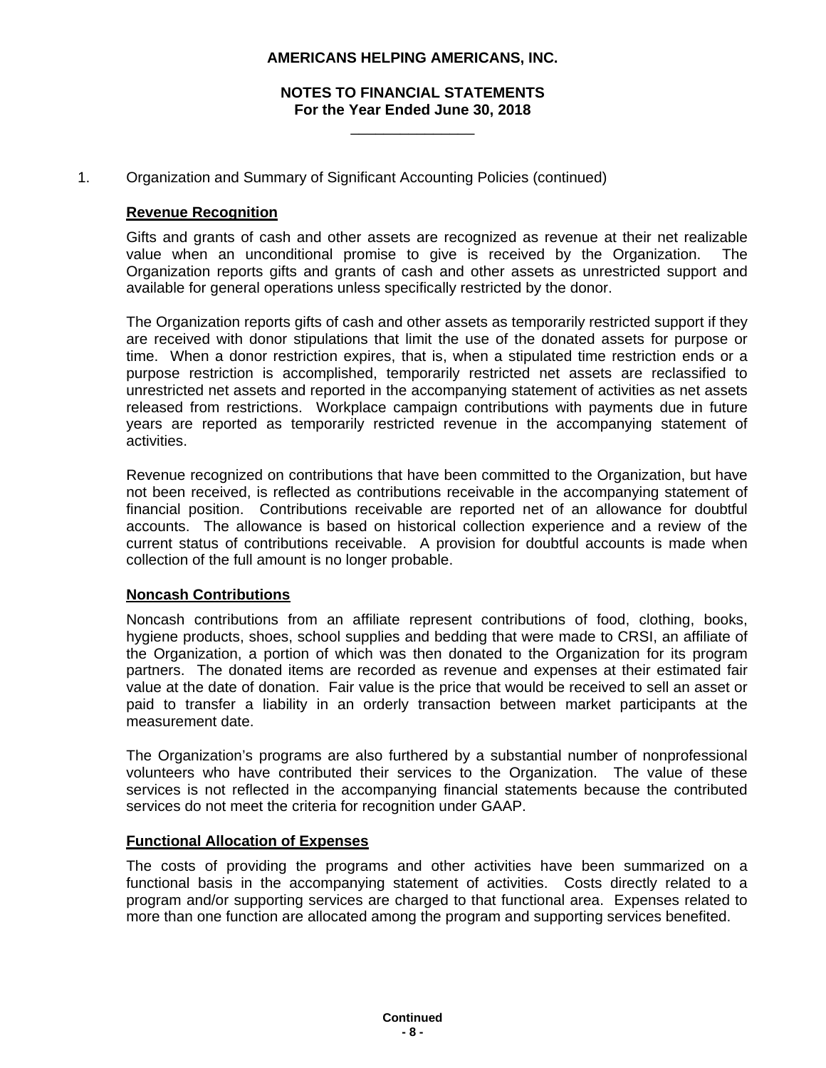1. Organization and Summary of Significant Accounting Policies (continued)

**Revenue Recognition**

Gifts and grants of cash and other assets are recognized as revenue at their net realizable value when an unconditional promise to give is received by the Organization. The Organization reports gifts and grants of cash and other assets as unrestricted support and available for general operations unless specifically restricted by the donor.

The Organization reports gifts of cash and other assets as temporarily restricted support if they are received with donor stipulations that limit the use of the donated assets for purpose or time. When a donor restriction expires, that is, when a stipulated time restriction ends or a purpose restriction is accomplished, temporarily restricted net assets are reclassified to unrestricted net assets and reported in the accompanying statement of activities as net assets released from restrictions. Workplace campaign contributions with payments due in future years are reported as temporarily restricted revenue in the accompanying statement of activities.

Revenue recognized on contributions that have been committed to the Organization, but have not been received, is reflected as contributions receivable in the accompanying statement of financial position. Contributions receivable are reported net of an allowance for doubtful accounts. The allowance is based on historical collection experience and a review of the current status of contributions receivable. A provision for doubtful accounts is made when collection of the full amount is no longer probable.

**Noncash Contributions**

Noncash contributions from an affiliate represent contributions of food, clothing, books, hygiene products, shoes, school supplies and bedding that were made to CRSI, an affiliate of the Organization, a portion of which was then donated to the Organization for its program partners. The donated items are recorded as revenue and expenses at their estimated fair value at the date of donation. Fair value is the price that would be received to sell an asset or paid to transfer a liability in an orderly transaction between market participants at the measurement date.

The Organization's programs are also furthered by a substantial number of nonprofessional volunteers who have contributed their services to the Organization. The value of these services is not reflected in the accompanying financial statements because the contributed services do not meet the criteria for recognition under GAAP.

**Functional Allocation of Expenses**

The costs of providing the programs and other activities have been summarized on a functional basis in the accompanying statement of activities. Costs directly related to a program and/or supporting services are charged to that functional area. Expenses related to more than one function are allocated among the program and supporting services benefited.

**Continued**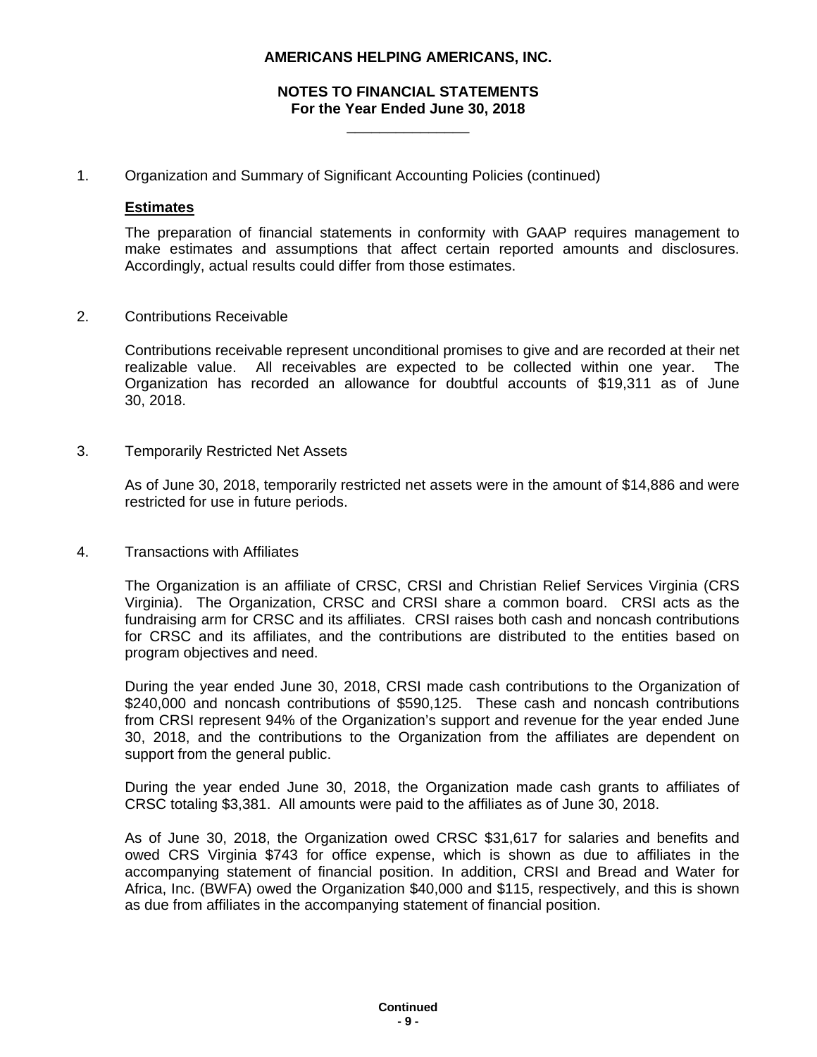1. Organization and Summary of Significant Accounting Policies (continued)

**Estimates**

The preparation of financial statements in conformity with GAAP requires management to make estimates and assumptions that affect certain reported amounts and disclosures. Accordingly, actual results could differ from those estimates.

2. Contributions Receivable

Contributions receivable represent unconditional promises to give and are recorded at their net realizable value. All receivables are expected to be collected within one year. The Organization has recorded an allowance for doubtful accounts of $19,311 as of June 30, 2018.

3. Temporarily Restricted Net Assets

As of June 30, 2018, temporarily restricted net assets were in the amount of $14,886 and were restricted for use in future periods.

4. Transactions with Affiliates

The Organization is an affiliate of CRSC, CRSI and Christian Relief Services Virginia (CRS Virginia). The Organization, CRSC and CRSI share a common board. CRSI acts as the fundraising arm for CRSC and its affiliates. CRSI raises both cash and noncash contributions for CRSC and its affiliates, and the contributions are distributed to the entities based on program objectives and need.

During the year ended June 30, 2018, CRSI made cash contributions to the Organization of $240,000 and noncash contributions of $590,125. These cash and noncash contributions from CRSI represent 94% of the Organization's support and revenue for the year ended June 30, 2018, and the contributions to the Organization from the affiliates are dependent on support from the general public.

During the year ended June 30, 2018, the Organization made cash grants to affiliates of CRSC totaling $3,381. All amounts were paid to the affiliates as of June 30, 2018.

As of June 30, 2018, the Organization owed CRSC $31,617 for salaries and benefits and owed CRS Virginia $743 for office expense, which is shown as due to affiliates in the accompanying statement of financial position. In addition, CRSI and Bread and Water for Africa, Inc. (BWFA) owed the Organization $40,000 and $115, respectively, and this is shown as due from affiliates in the accompanying statement of financial position.

Continued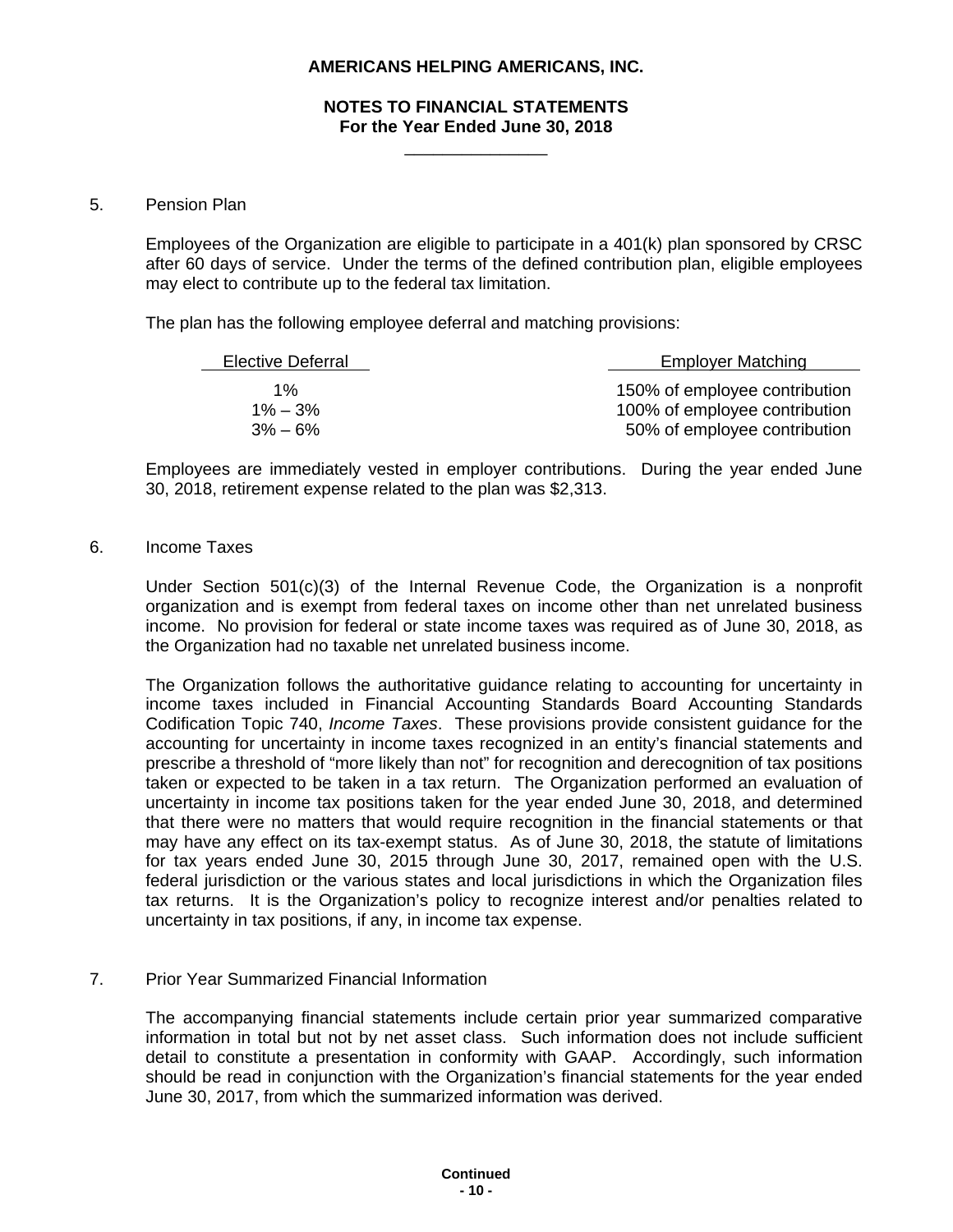# AMERICANS HELPING AMERICANS, INC.

## NOTES TO FINANCIAL STATEMENTS
### For the Year Ended June 30, 2018

5. Pension Plan

Employees of the Organization are eligible to participate in a 401(k) plan sponsored by CRSC after 60 days of service. Under the terms of the defined contribution plan, eligible employees may elect to contribute up to the federal tax limitation.

The plan has the following employee deferral and matching provisions:

| Elective Deferral | Employer Matching |
|---|---|
| 1% | 150% of employee contribution |
| 1% – 3% | 100% of employee contribution |
| 3% – 6% | 50% of employee contribution |

Employees are immediately vested in employer contributions. During the year ended June 30, 2018, retirement expense related to the plan was $2,313.

6. Income Taxes

Under Section 501(c)(3) of the Internal Revenue Code, the Organization is a nonprofit organization and is exempt from federal taxes on income other than net unrelated business income. No provision for federal or state income taxes was required as of June 30, 2018, as the Organization had no taxable net unrelated business income.

The Organization follows the authoritative guidance relating to accounting for uncertainty in income taxes included in Financial Accounting Standards Board Accounting Standards Codification Topic 740, *Income Taxes*. These provisions provide consistent guidance for the accounting for uncertainty in income taxes recognized in an entity's financial statements and prescribe a threshold of "more likely than not" for recognition and derecognition of tax positions taken or expected to be taken in a tax return. The Organization performed an evaluation of uncertainty in income tax positions taken for the year ended June 30, 2018, and determined that there were no matters that would require recognition in the financial statements or that may have any effect on its tax-exempt status. As of June 30, 2018, the statute of limitations for tax years ended June 30, 2015 through June 30, 2017, remained open with the U.S. federal jurisdiction or the various states and local jurisdictions in which the Organization files tax returns. It is the Organization's policy to recognize interest and/or penalties related to uncertainty in tax positions, if any, in income tax expense.

7. Prior Year Summarized Financial Information

The accompanying financial statements include certain prior year summarized comparative information in total but not by net asset class. Such information does not include sufficient detail to constitute a presentation in conformity with GAAP. Accordingly, such information should be read in conjunction with the Organization's financial statements for the year ended June 30, 2017, from which the summarized information was derived.

**Continued**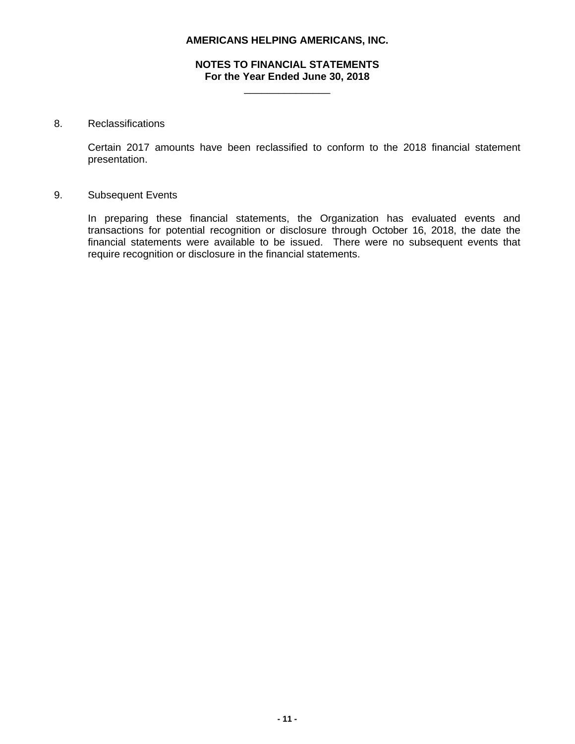8. Reclassifications

   Certain 2017 amounts have been reclassified to conform to the 2018 financial statement presentation.

9. Subsequent Events

   In preparing these financial statements, the Organization has evaluated events and transactions for potential recognition or disclosure through October 16, 2018, the date the financial statements were available to be issued. There were no subsequent events that require recognition or disclosure in the financial statements.